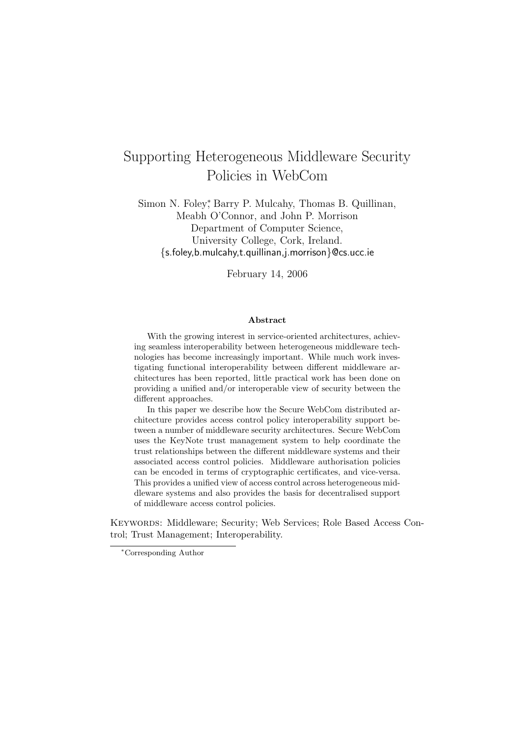# Supporting Heterogeneous Middleware Security Policies in WebCom

Simon N. Foley[*], Barry P. Mulcahy, Thomas B. Quillinan, Meabh O'Connor, and John P. Morrison
Department of Computer Science,
University College, Cork, Ireland.
{s.foley,b.mulcahy,t.quillinan,j.morrison}@cs.ucc.ie

February 14, 2006

### Abstract

With the growing interest in service-oriented architectures, achieving seamless interoperability between heterogeneous middleware technologies has become increasingly important. While much work investigating functional interoperability between different middleware architectures has been reported, little practical work has been done on providing a unified and/or interoperable view of security between the different approaches.

In this paper we describe how the Secure WebCom distributed architecture provides access control policy interoperability support between a number of middleware security architectures. Secure WebCom uses the KeyNote trust management system to help coordinate the trust relationships between the different middleware systems and their associated access control policies. Middleware authorisation policies can be encoded in terms of cryptographic certificates, and vice-versa. This provides a unified view of access control across heterogeneous middleware systems and also provides the basis for decentralised support of middleware access control policies.

KEYWORDS: Middleware; Security; Web Services; Role Based Access Control; Trust Management; Interoperability.

[*]Corresponding Author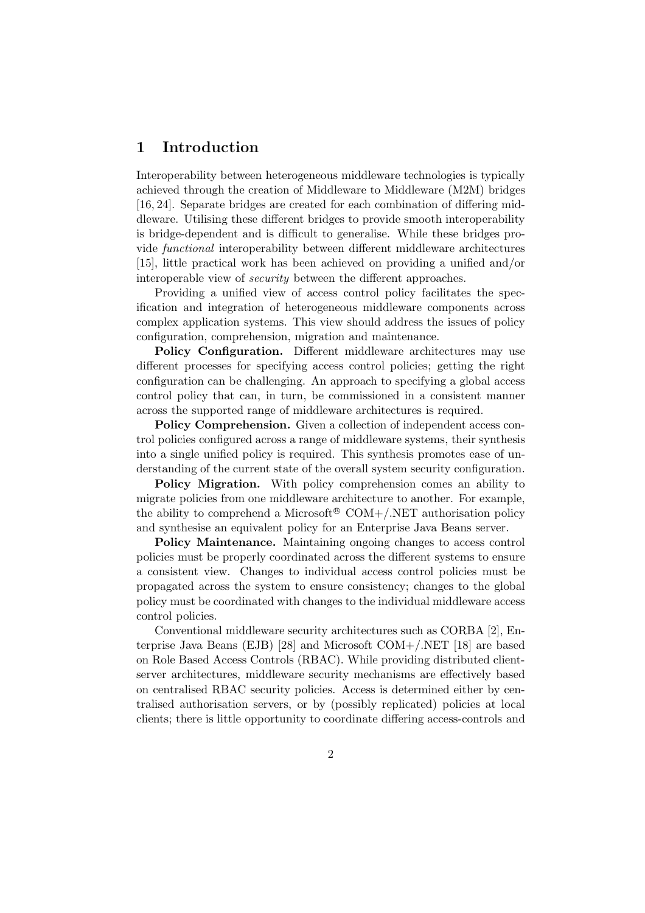# 1 Introduction

Interoperability between heterogeneous middleware technologies is typically achieved through the creation of Middleware to Middleware (M2M) bridges [16, 24]. Separate bridges are created for each combination of differing middleware. Utilising these different bridges to provide smooth interoperability is bridge-dependent and is difficult to generalise. While these bridges provide *functional* interoperability between different middleware architectures [15], little practical work has been achieved on providing a unified and/or interoperable view of *security* between the different approaches.

Providing a unified view of access control policy facilitates the specification and integration of heterogeneous middleware components across complex application systems. This view should address the issues of policy configuration, comprehension, migration and maintenance.

**Policy Configuration.** Different middleware architectures may use different processes for specifying access control policies; getting the right configuration can be challenging. An approach to specifying a global access control policy that can, in turn, be commissioned in a consistent manner across the supported range of middleware architectures is required.

**Policy Comprehension.** Given a collection of independent access control policies configured across a range of middleware systems, their synthesis into a single unified policy is required. This synthesis promotes ease of understanding of the current state of the overall system security configuration.

**Policy Migration.** With policy comprehension comes an ability to migrate policies from one middleware architecture to another. For example, the ability to comprehend a Microsoft® COM+/.NET authorisation policy and synthesise an equivalent policy for an Enterprise Java Beans server.

**Policy Maintenance.** Maintaining ongoing changes to access control policies must be properly coordinated across the different systems to ensure a consistent view. Changes to individual access control policies must be propagated across the system to ensure consistency; changes to the global policy must be coordinated with changes to the individual middleware access control policies.

Conventional middleware security architectures such as CORBA [2], Enterprise Java Beans (EJB) [28] and Microsoft COM+/.NET [18] are based on Role Based Access Controls (RBAC). While providing distributed client-server architectures, middleware security mechanisms are effectively based on centralised RBAC security policies. Access is determined either by centralised authorisation servers, or by (possibly replicated) policies at local clients; there is little opportunity to coordinate differing access-controls and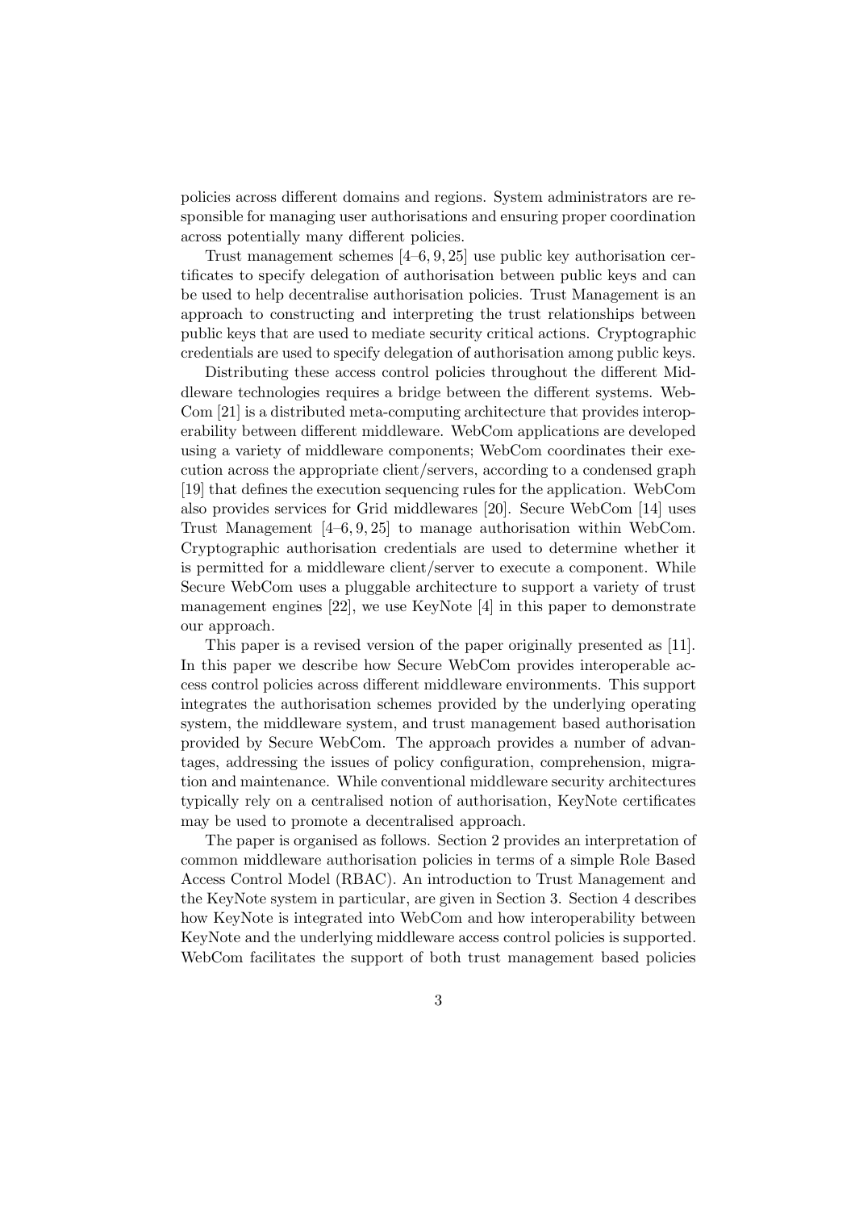policies across different domains and regions. System administrators are responsible for managing user authorisations and ensuring proper coordination across potentially many different policies.

Trust management schemes [4–6, 9, 25] use public key authorisation certificates to specify delegation of authorisation between public keys and can be used to help decentralise authorisation policies. Trust Management is an approach to constructing and interpreting the trust relationships between public keys that are used to mediate security critical actions. Cryptographic credentials are used to specify delegation of authorisation among public keys.

Distributing these access control policies throughout the different Middleware technologies requires a bridge between the different systems. WebCom [21] is a distributed meta-computing architecture that provides interoperability between different middleware. WebCom applications are developed using a variety of middleware components; WebCom coordinates their execution across the appropriate client/servers, according to a condensed graph [19] that defines the execution sequencing rules for the application. WebCom also provides services for Grid middlewares [20]. Secure WebCom [14] uses Trust Management [4–6, 9, 25] to manage authorisation within WebCom. Cryptographic authorisation credentials are used to determine whether it is permitted for a middleware client/server to execute a component. While Secure WebCom uses a pluggable architecture to support a variety of trust management engines [22], we use KeyNote [4] in this paper to demonstrate our approach.

This paper is a revised version of the paper originally presented as [11]. In this paper we describe how Secure WebCom provides interoperable access control policies across different middleware environments. This support integrates the authorisation schemes provided by the underlying operating system, the middleware system, and trust management based authorisation provided by Secure WebCom. The approach provides a number of advantages, addressing the issues of policy configuration, comprehension, migration and maintenance. While conventional middleware security architectures typically rely on a centralised notion of authorisation, KeyNote certificates may be used to promote a decentralised approach.

The paper is organised as follows. Section 2 provides an interpretation of common middleware authorisation policies in terms of a simple Role Based Access Control Model (RBAC). An introduction to Trust Management and the KeyNote system in particular, are given in Section 3. Section 4 describes how KeyNote is integrated into WebCom and how interoperability between KeyNote and the underlying middleware access control policies is supported. WebCom facilitates the support of both trust management based policies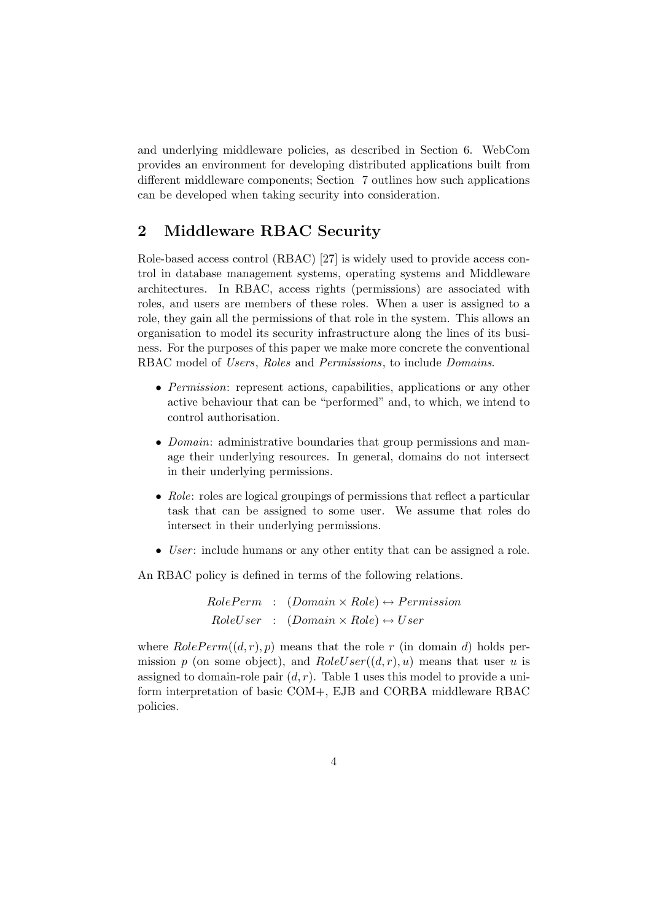and underlying middleware policies, as described in Section 6. WebCom provides an environment for developing distributed applications built from different middleware components; Section 7 outlines how such applications can be developed when taking security into consideration.

## 2 Middleware RBAC Security

Role-based access control (RBAC) [27] is widely used to provide access control in database management systems, operating systems and Middleware architectures. In RBAC, access rights (permissions) are associated with roles, and users are members of these roles. When a user is assigned to a role, they gain all the permissions of that role in the system. This allows an organisation to model its security infrastructure along the lines of its business. For the purposes of this paper we make more concrete the conventional RBAC model of *Users*, *Roles* and *Permissions*, to include *Domains*.

- *Permission*: represent actions, capabilities, applications or any other active behaviour that can be "performed" and, to which, we intend to control authorisation.
- *Domain*: administrative boundaries that group permissions and manage their underlying resources. In general, domains do not intersect in their underlying permissions.
- *Role*: roles are logical groupings of permissions that reflect a particular task that can be assigned to some user. We assume that roles do intersect in their underlying permissions.
- *User*: include humans or any other entity that can be assigned a role.

An RBAC policy is defined in terms of the following relations.

$$
\begin{aligned}
RolePerm &: (Domain \times Role) \leftrightarrow Permission \\
RoleUser &: (Domain \times Role) \leftrightarrow User
\end{aligned}
$$

where $RolePerm((d, r), p)$ means that the role $r$ (in domain $d$) holds permission $p$ (on some object), and $RoleUser((d, r), u)$ means that user $u$ is assigned to domain-role pair $(d, r)$. Table 1 uses this model to provide a uniform interpretation of basic COM+, EJB and CORBA middleware RBAC policies.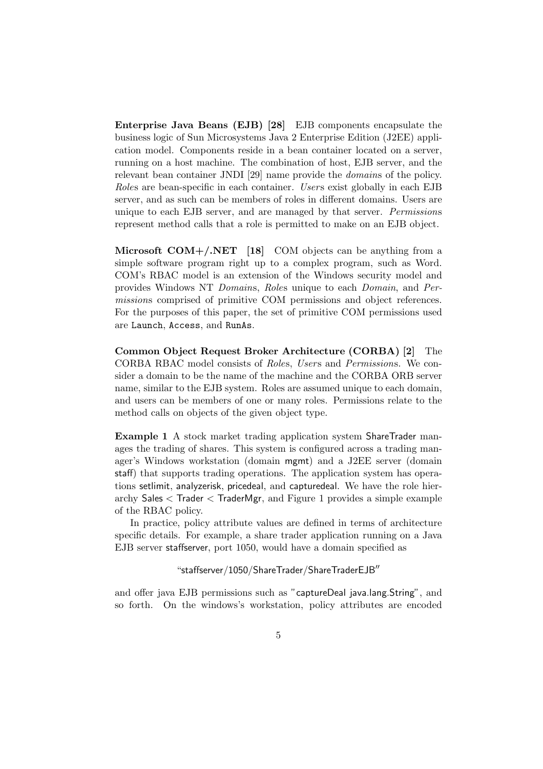**Enterprise Java Beans (EJB) [28]** EJB components encapsulate the business logic of Sun Microsystems Java 2 Enterprise Edition (J2EE) application model. Components reside in a bean container located on a server, running on a host machine. The combination of host, EJB server, and the relevant bean container JNDI [29] name provide the *domain*s of the policy. *Role*s are bean-specific in each container. *User*s exist globally in each EJB server, and as such can be members of roles in different domains. Users are unique to each EJB server, and are managed by that server. *Permission*s represent method calls that a role is permitted to make on an EJB object.

**Microsoft COM+/.NET [18]** COM objects can be anything from a simple software program right up to a complex program, such as Word. COM's RBAC model is an extension of the Windows security model and provides Windows NT *Domain*s, *Role*s unique to each *Domain*, and *Permission*s comprised of primitive COM permissions and object references. For the purposes of this paper, the set of primitive COM permissions used are `Launch`, `Access`, and `RunAs`.

**Common Object Request Broker Architecture (CORBA) [2]** The CORBA RBAC model consists of *Role*s, *User*s and *Permission*s. We consider a domain to be the name of the machine and the CORBA ORB server name, similar to the EJB system. Roles are assumed unique to each domain, and users can be members of one or many roles. Permissions relate to the method calls on objects of the given object type.

**Example 1** A stock market trading application system ShareTrader manages the trading of shares. This system is configured across a trading manager's Windows workstation (domain mgmt) and a J2EE server (domain staff) that supports trading operations. The application system has operations setlimit, analyzerisk, pricedeal, and capturedeal. We have the role hierarchy Sales < Trader < TraderMgr, and Figure 1 provides a simple example of the RBAC policy.

In practice, policy attribute values are defined in terms of architecture specific details. For example, a share trader application running on a Java EJB server staffserver, port 1050, would have a domain specified as

"staffserver/1050/ShareTrader/ShareTraderEJB"

and offer java EJB permissions such as "captureDeal java.lang.String", and so forth. On the windows's workstation, policy attributes are encoded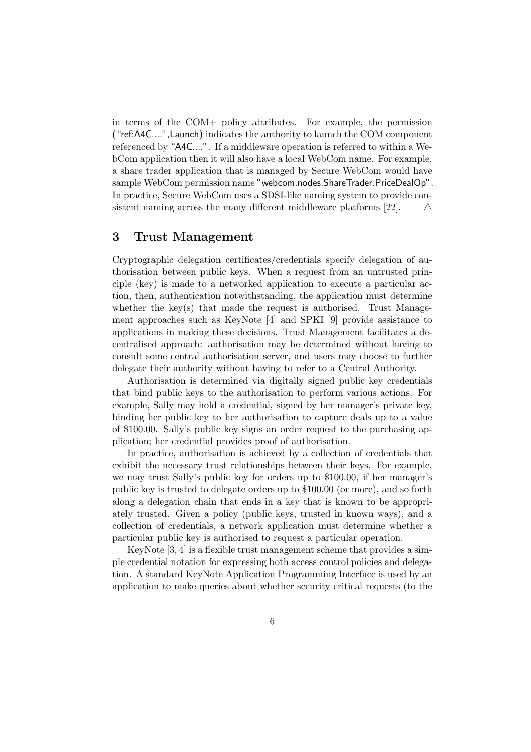in terms of the COM+ policy attributes. For example, the permission ("ref:A4C....",Launch) indicates the authority to launch the COM component referenced by "A4C....". If a middleware operation is referred to within a WebCom application then it will also have a local WebCom name. For example, a share trader application that is managed by Secure WebCom would have sample WebCom permission name "webcom.nodes.ShareTrader.PriceDealOp". In practice, Secure WebCom uses a SDSI-like naming system to provide consistent naming across the many different middleware platforms [22]. △

## 3 Trust Management

Cryptographic delegation certificates/credentials specify delegation of authorisation between public keys. When a request from an untrusted principle (key) is made to a networked application to execute a particular action, then, authentication notwithstanding, the application must determine whether the key(s) that made the request is authorised. Trust Management approaches such as KeyNote [4] and SPKI [9] provide assistance to applications in making these decisions. Trust Management facilitates a decentralised approach: authorisation may be determined without having to consult some central authorisation server, and users may choose to further delegate their authority without having to refer to a Central Authority.

Authorisation is determined via digitally signed public key credentials that bind public keys to the authorisation to perform various actions. For example, Sally may hold a credential, signed by her manager's private key, binding her public key to her authorisation to capture deals up to a value of \$100.00. Sally's public key signs an order request to the purchasing application; her credential provides proof of authorisation.

In practice, authorisation is achieved by a collection of credentials that exhibit the necessary trust relationships between their keys. For example, we may trust Sally's public key for orders up to \$100.00, if her manager's public key is trusted to delegate orders up to \$100.00 (or more), and so forth along a delegation chain that ends in a key that is known to be appropriately trusted. Given a policy (public keys, trusted in known ways), and a collection of credentials, a network application must determine whether a particular public key is authorised to request a particular operation.

KeyNote [3, 4] is a flexible trust management scheme that provides a simple credential notation for expressing both access control policies and delegation. A standard KeyNote Application Programming Interface is used by an application to make queries about whether security critical requests (to the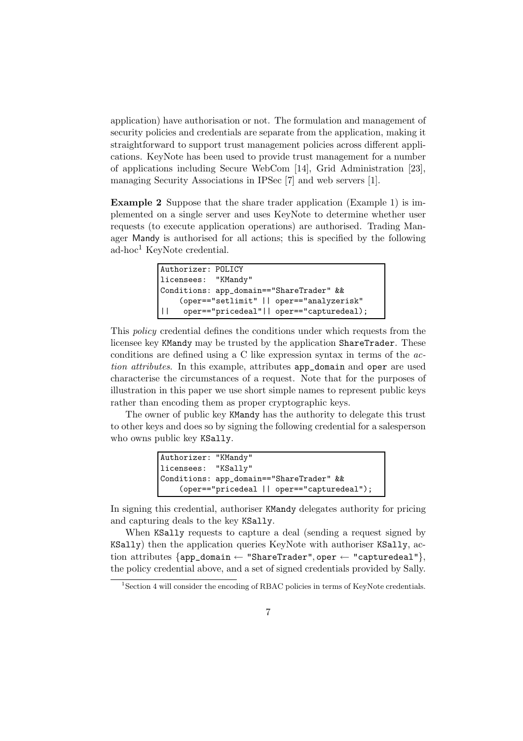application) have authorisation or not. The formulation and management of security policies and credentials are separate from the application, making it straightforward to support trust management policies across different applications. KeyNote has been used to provide trust management for a number of applications including Secure WebCom [14], Grid Administration [23], managing Security Associations in IPSec [7] and web servers [1].

**Example 2** Suppose that the share trader application (Example 1) is implemented on a single server and uses KeyNote to determine whether user requests (to execute application operations) are authorised. Trading Manager Mandy is authorised for all actions; this is specified by the following ad-hoc[1] KeyNote credential.

```
Authorizer: POLICY
licensees:  "KMandy"
Conditions: app_domain=="ShareTrader" &&
    (oper=="setlimit" || oper=="analyzerisk"
||   oper=="pricedeal"|| oper=="capturedeal);
```

This *policy* credential defines the conditions under which requests from the licensee key KMandy may be trusted by the application ShareTrader. These conditions are defined using a C like expression syntax in terms of the *action attributes*. In this example, attributes app_domain and oper are used characterise the circumstances of a request. Note that for the purposes of illustration in this paper we use short simple names to represent public keys rather than encoding them as proper cryptographic keys.

The owner of public key KMandy has the authority to delegate this trust to other keys and does so by signing the following credential for a salesperson who owns public key KSally.

```
Authorizer: "KMandy"
licensees:  "KSally"
Conditions: app_domain=="ShareTrader" &&
    (oper=="pricedeal || oper=="capturedeal");
```

In signing this credential, authoriser KMandy delegates authority for pricing and capturing deals to the key KSally.

When KSally requests to capture a deal (sending a request signed by KSally) then the application queries KeyNote with authoriser KSally, action attributes {app_domain ← "ShareTrader", oper ← "capturedeal"}, the policy credential above, and a set of signed credentials provided by Sally.

[1] Section 4 will consider the encoding of RBAC policies in terms of KeyNote credentials.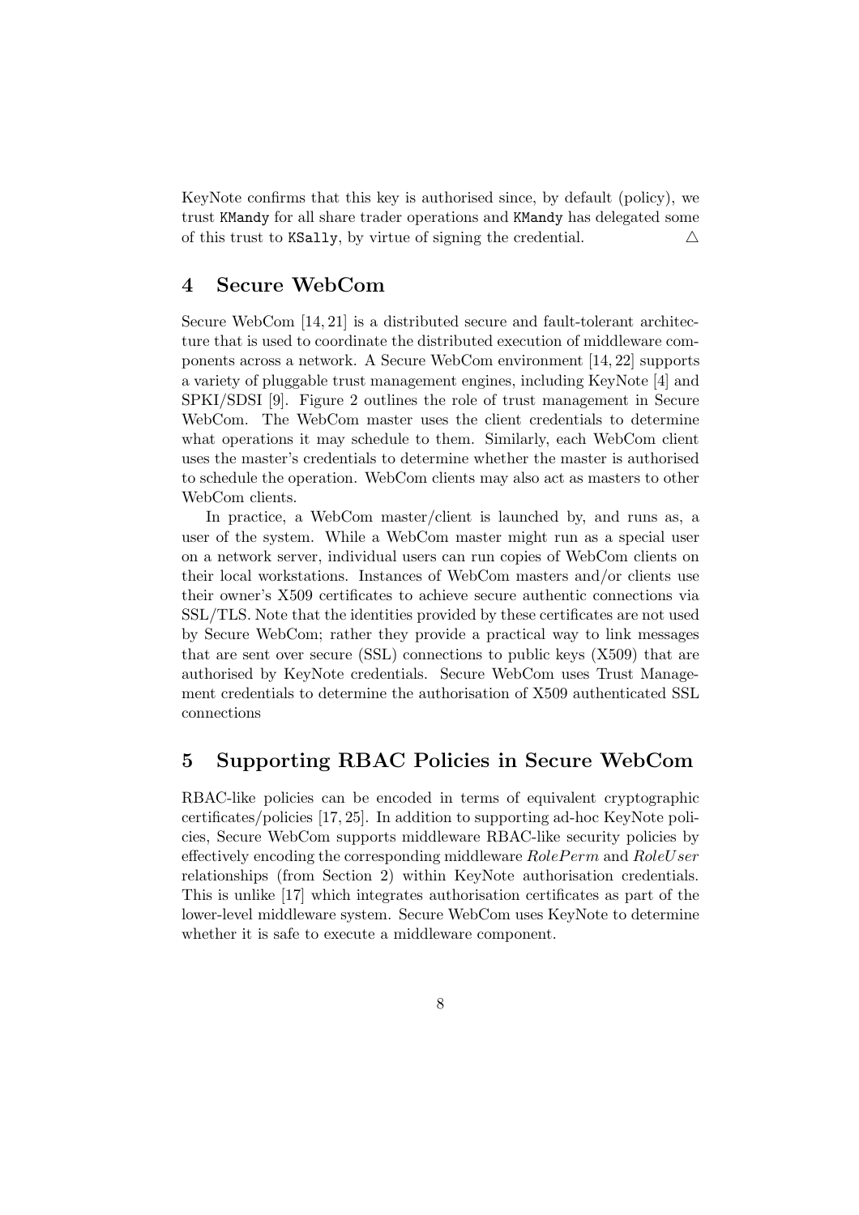KeyNote confirms that this key is authorised since, by default (policy), we trust `KMandy` for all share trader operations and `KMandy` has delegated some of this trust to `KSally`, by virtue of signing the credential. △

## 4 Secure WebCom

Secure WebCom [14, 21] is a distributed secure and fault-tolerant architecture that is used to coordinate the distributed execution of middleware components across a network. A Secure WebCom environment [14, 22] supports a variety of pluggable trust management engines, including KeyNote [4] and SPKI/SDSI [9]. Figure 2 outlines the role of trust management in Secure WebCom. The WebCom master uses the client credentials to determine what operations it may schedule to them. Similarly, each WebCom client uses the master's credentials to determine whether the master is authorised to schedule the operation. WebCom clients may also act as masters to other WebCom clients.

In practice, a WebCom master/client is launched by, and runs as, a user of the system. While a WebCom master might run as a special user on a network server, individual users can run copies of WebCom clients on their local workstations. Instances of WebCom masters and/or clients use their owner's X509 certificates to achieve secure authentic connections via SSL/TLS. Note that the identities provided by these certificates are not used by Secure WebCom; rather they provide a practical way to link messages that are sent over secure (SSL) connections to public keys (X509) that are authorised by KeyNote credentials. Secure WebCom uses Trust Management credentials to determine the authorisation of X509 authenticated SSL connections

## 5 Supporting RBAC Policies in Secure WebCom

RBAC-like policies can be encoded in terms of equivalent cryptographic certificates/policies [17, 25]. In addition to supporting ad-hoc KeyNote policies, Secure WebCom supports middleware RBAC-like security policies by effectively encoding the corresponding middleware $RolePerm$ and $RoleUser$ relationships (from Section 2) within KeyNote authorisation credentials. This is unlike [17] which integrates authorisation certificates as part of the lower-level middleware system. Secure WebCom uses KeyNote to determine whether it is safe to execute a middleware component.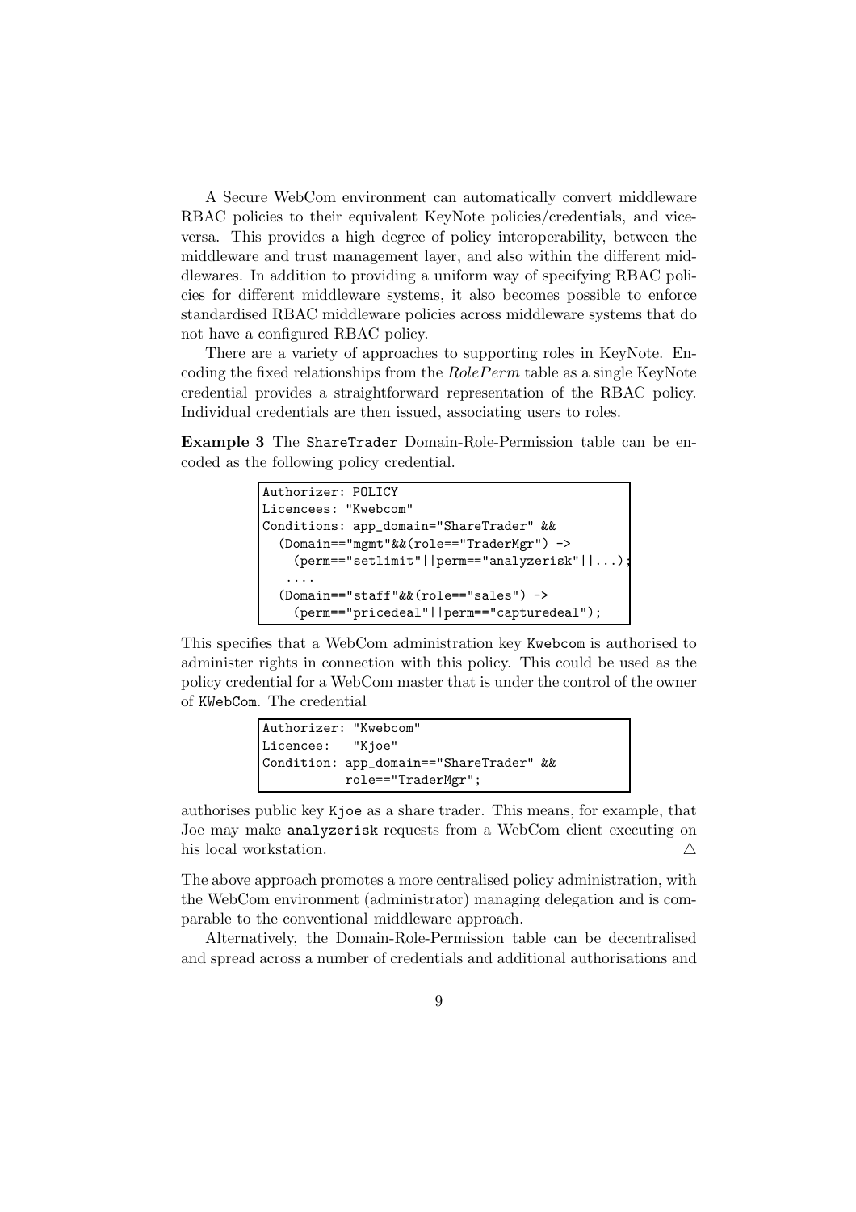A Secure WebCom environment can automatically convert middleware RBAC policies to their equivalent KeyNote policies/credentials, and vice-versa. This provides a high degree of policy interoperability, between the middleware and trust management layer, and also within the different middlewares. In addition to providing a uniform way of specifying RBAC policies for different middleware systems, it also becomes possible to enforce standardised RBAC middleware policies across middleware systems that do not have a configured RBAC policy.

There are a variety of approaches to supporting roles in KeyNote. Encoding the fixed relationships from the *RolePerm* table as a single KeyNote credential provides a straightforward representation of the RBAC policy. Individual credentials are then issued, associating users to roles.

**Example 3** The `ShareTrader` Domain-Role-Permission table can be encoded as the following policy credential.

```
Authorizer: POLICY
Licencees: "Kwebcom"
Conditions: app_domain="ShareTrader" &&
  (Domain=="mgmt"&&(role=="TraderMgr") ->
    (perm=="setlimit"||perm=="analyzerisk"||...);
   ....
  (Domain=="staff"&&(role=="sales") ->
    (perm=="pricedeal"||perm=="capturedeal");
```

This specifies that a WebCom administration key `Kwebcom` is authorised to administer rights in connection with this policy. This could be used as the policy credential for a WebCom master that is under the control of the owner of `KWebCom`. The credential

```
Authorizer: "Kwebcom"
Licencee:   "Kjoe"
Condition: app_domain=="ShareTrader" &&
           role=="TraderMgr";
```

authorises public key `Kjoe` as a share trader. This means, for example, that Joe may make `analyzerisk` requests from a WebCom client executing on his local workstation. △

The above approach promotes a more centralised policy administration, with the WebCom environment (administrator) managing delegation and is comparable to the conventional middleware approach.

Alternatively, the Domain-Role-Permission table can be decentralised and spread across a number of credentials and additional authorisations and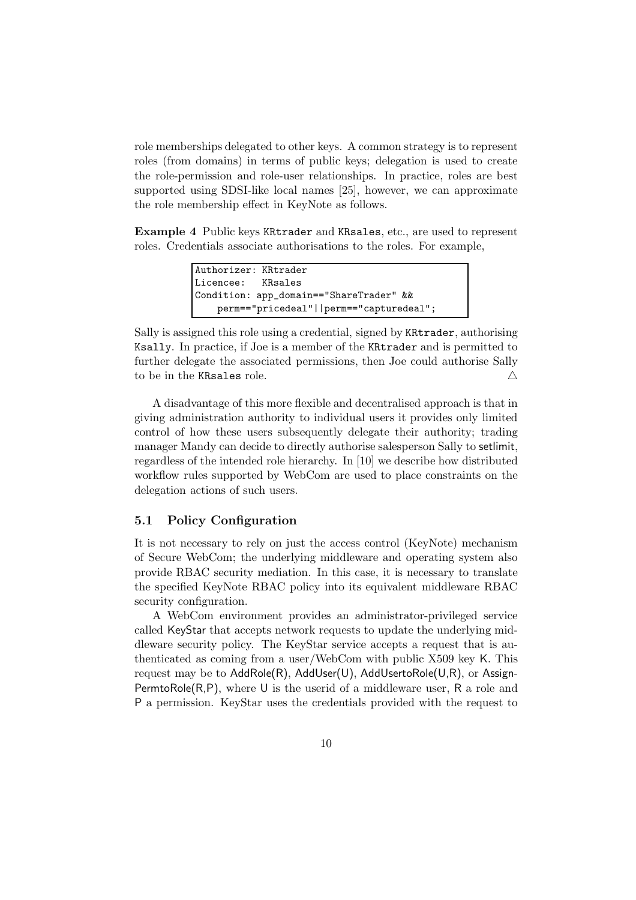role memberships delegated to other keys. A common strategy is to represent roles (from domains) in terms of public keys; delegation is used to create the role-permission and role-user relationships. In practice, roles are best supported using SDSI-like local names [25], however, we can approximate the role membership effect in KeyNote as follows.

**Example 4** Public keys `KRtrader` and `KRsales`, etc., are used to represent roles. Credentials associate authorisations to the roles. For example,

```
Authorizer: KRtrader
Licencee:   KRsales
Condition: app_domain=="ShareTrader" &&
    perm=="pricedeal"||perm=="capturedeal";
```

Sally is assigned this role using a credential, signed by `KRtrader`, authorising `Ksally`. In practice, if Joe is a member of the `KRtrader` and is permitted to further delegate the associated permissions, then Joe could authorise Sally to be in the `KRsales` role. △

A disadvantage of this more flexible and decentralised approach is that in giving administration authority to individual users it provides only limited control of how these users subsequently delegate their authority; trading manager Mandy can decide to directly authorise salesperson Sally to setlimit, regardless of the intended role hierarchy. In [10] we describe how distributed workflow rules supported by WebCom are used to place constraints on the delegation actions of such users.

### 5.1 Policy Configuration

It is not necessary to rely on just the access control (KeyNote) mechanism of Secure WebCom; the underlying middleware and operating system also provide RBAC security mediation. In this case, it is necessary to translate the specified KeyNote RBAC policy into its equivalent middleware RBAC security configuration.

A WebCom environment provides an administrator-privileged service called KeyStar that accepts network requests to update the underlying middleware security policy. The KeyStar service accepts a request that is authenticated as coming from a user/WebCom with public X509 key K. This request may be to AddRole(R), AddUser(U), AddUsertoRole(U,R), or AssignPermtoRole(R,P), where U is the userid of a middleware user, R a role and P a permission. KeyStar uses the credentials provided with the request to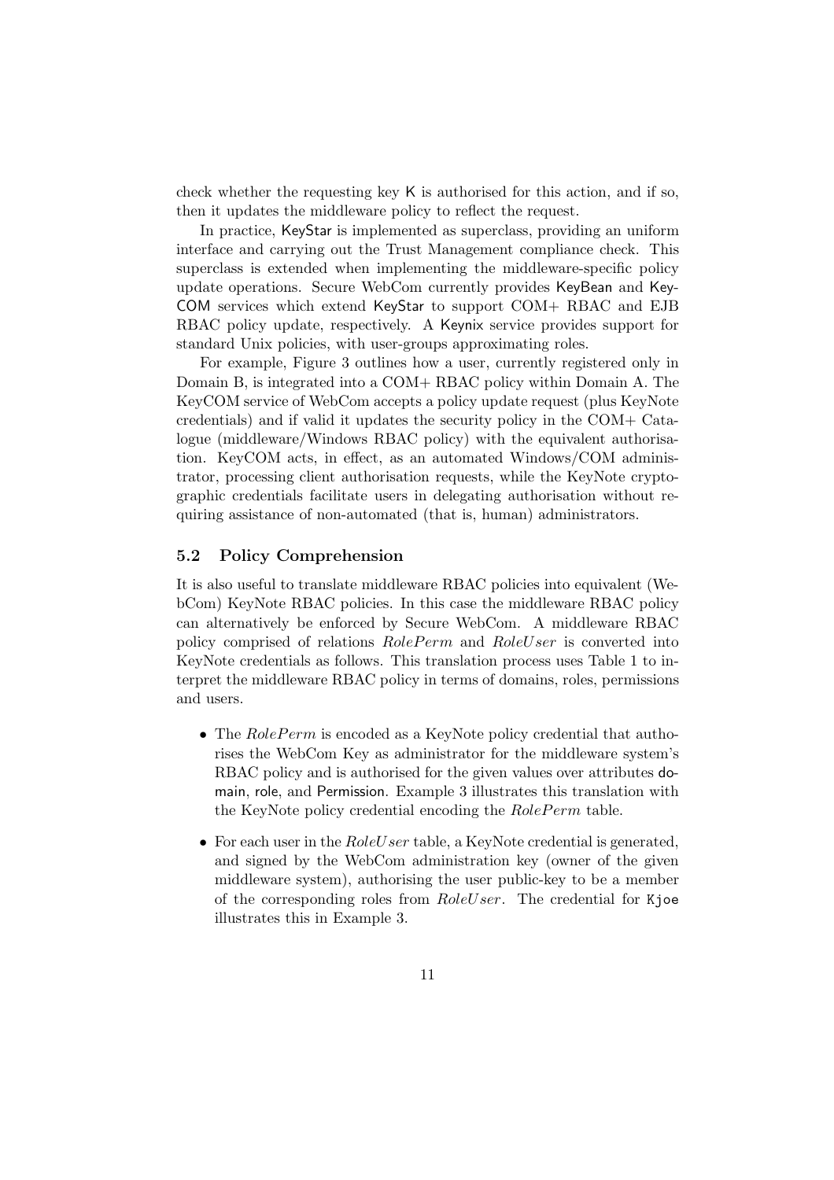check whether the requesting key K is authorised for this action, and if so, then it updates the middleware policy to reflect the request.

In practice, KeyStar is implemented as superclass, providing an uniform interface and carrying out the Trust Management compliance check. This superclass is extended when implementing the middleware-specific policy update operations. Secure WebCom currently provides KeyBean and KeyCOM services which extend KeyStar to support COM+ RBAC and EJB RBAC policy update, respectively. A Keynix service provides support for standard Unix policies, with user-groups approximating roles.

For example, Figure 3 outlines how a user, currently registered only in Domain B, is integrated into a COM+ RBAC policy within Domain A. The KeyCOM service of WebCom accepts a policy update request (plus KeyNote credentials) and if valid it updates the security policy in the COM+ Catalogue (middleware/Windows RBAC policy) with the equivalent authorisation. KeyCOM acts, in effect, as an automated Windows/COM administrator, processing client authorisation requests, while the KeyNote cryptographic credentials facilitate users in delegating authorisation without requiring assistance of non-automated (that is, human) administrators.

### 5.2 Policy Comprehension

It is also useful to translate middleware RBAC policies into equivalent (WebCom) KeyNote RBAC policies. In this case the middleware RBAC policy can alternatively be enforced by Secure WebCom. A middleware RBAC policy comprised of relations *RolePerm* and *RoleUser* is converted into KeyNote credentials as follows. This translation process uses Table 1 to interpret the middleware RBAC policy in terms of domains, roles, permissions and users.

- The *RolePerm* is encoded as a KeyNote policy credential that authorises the WebCom Key as administrator for the middleware system's RBAC policy and is authorised for the given values over attributes domain, role, and Permission. Example 3 illustrates this translation with the KeyNote policy credential encoding the *RolePerm* table.
- For each user in the *RoleUser* table, a KeyNote credential is generated, and signed by the WebCom administration key (owner of the given middleware system), authorising the user public-key to be a member of the corresponding roles from *RoleUser*. The credential for `Kjoe` illustrates this in Example 3.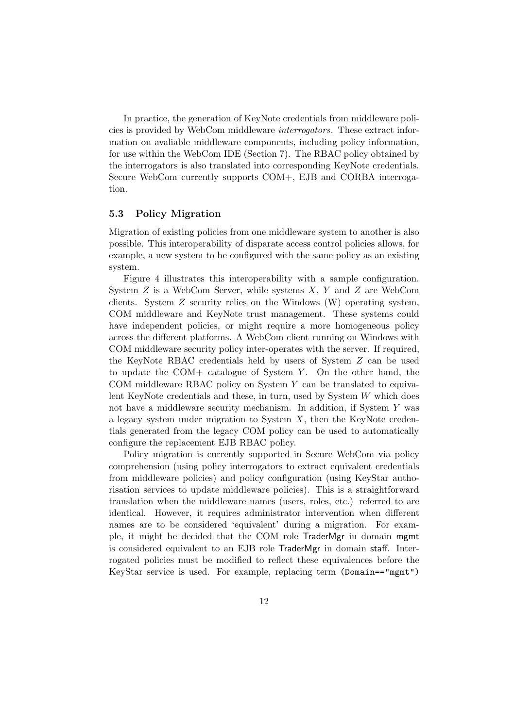In practice, the generation of KeyNote credentials from middleware policies is provided by WebCom middleware *interrogators*. These extract information on avaliable middleware components, including policy information, for use within the WebCom IDE (Section 7). The RBAC policy obtained by the interrogators is also translated into corresponding KeyNote credentials. Secure WebCom currently supports COM+, EJB and CORBA interrogation.

### 5.3 Policy Migration

Migration of existing policies from one middleware system to another is also possible. This interoperability of disparate access control policies allows, for example, a new system to be configured with the same policy as an existing system.

Figure 4 illustrates this interoperability with a sample configuration. System $Z$ is a WebCom Server, while systems $X$, $Y$ and $Z$ are WebCom clients. System $Z$ security relies on the Windows (W) operating system, COM middleware and KeyNote trust management. These systems could have independent policies, or might require a more homogeneous policy across the different platforms. A WebCom client running on Windows with COM middleware security policy inter-operates with the server. If required, the KeyNote RBAC credentials held by users of System $Z$ can be used to update the COM+ catalogue of System $Y$. On the other hand, the COM middleware RBAC policy on System $Y$ can be translated to equivalent KeyNote credentials and these, in turn, used by System $W$ which does not have a middleware security mechanism. In addition, if System $Y$ was a legacy system under migration to System $X$, then the KeyNote credentials generated from the legacy COM policy can be used to automatically configure the replacement EJB RBAC policy.

Policy migration is currently supported in Secure WebCom via policy comprehension (using policy interrogators to extract equivalent credentials from middleware policies) and policy configuration (using KeyStar authorisation services to update middleware policies). This is a straightforward translation when the middleware names (users, roles, etc.) referred to are identical. However, it requires administrator intervention when different names are to be considered 'equivalent' during a migration. For example, it might be decided that the COM role TraderMgr in domain mgmt is considered equivalent to an EJB role TraderMgr in domain staff. Interrogated policies must be modified to reflect these equivalences before the KeyStar service is used. For example, replacing term `(Domain=="mgmt")`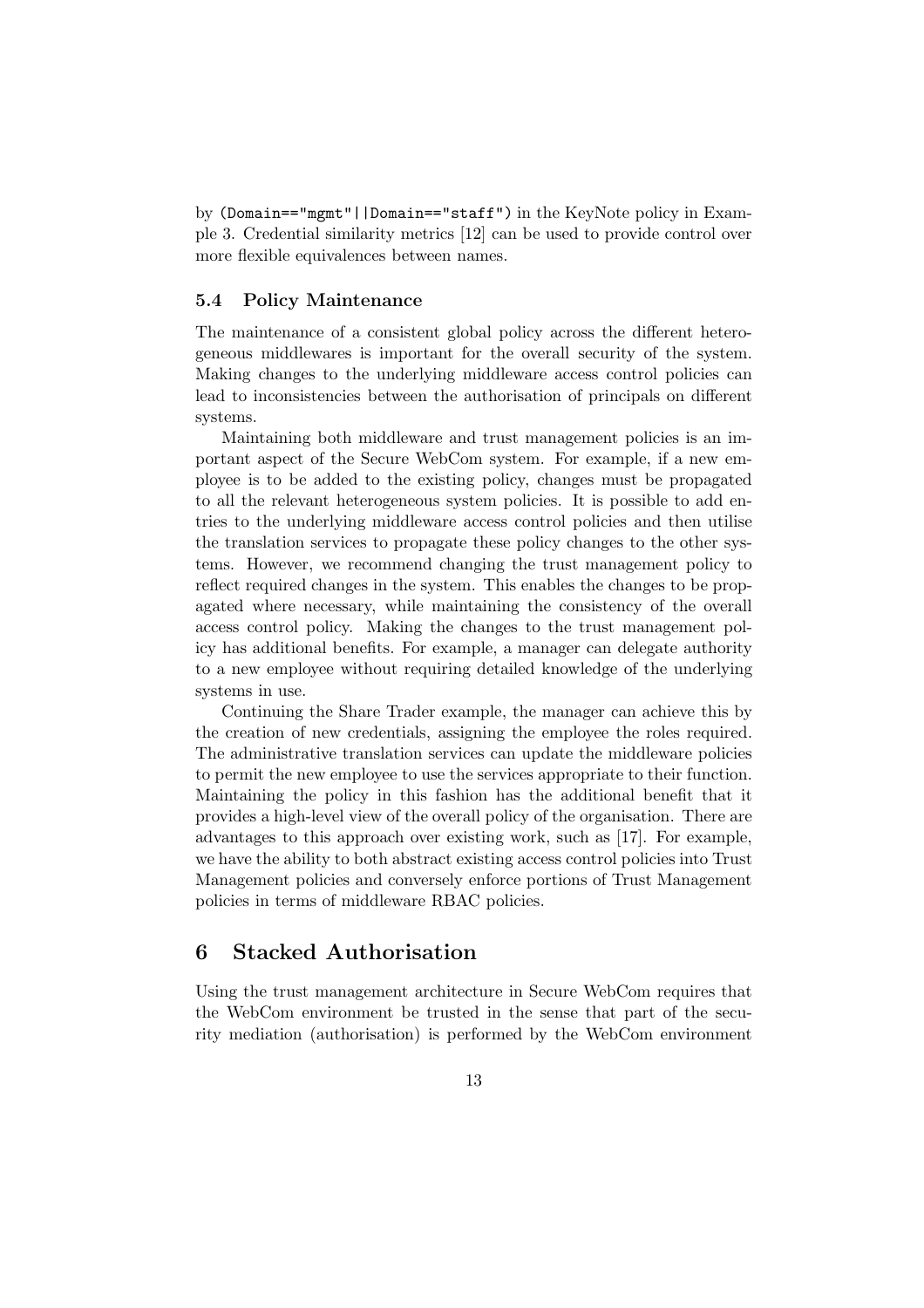by `(Domain=="mgmt"||Domain=="staff")` in the KeyNote policy in Example 3. Credential similarity metrics [12] can be used to provide control over more flexible equivalences between names.

### 5.4 Policy Maintenance

The maintenance of a consistent global policy across the different heterogeneous middlewares is important for the overall security of the system. Making changes to the underlying middleware access control policies can lead to inconsistencies between the authorisation of principals on different systems.

Maintaining both middleware and trust management policies is an important aspect of the Secure WebCom system. For example, if a new employee is to be added to the existing policy, changes must be propagated to all the relevant heterogeneous system policies. It is possible to add entries to the underlying middleware access control policies and then utilise the translation services to propagate these policy changes to the other systems. However, we recommend changing the trust management policy to reflect required changes in the system. This enables the changes to be propagated where necessary, while maintaining the consistency of the overall access control policy. Making the changes to the trust management policy has additional benefits. For example, a manager can delegate authority to a new employee without requiring detailed knowledge of the underlying systems in use.

Continuing the Share Trader example, the manager can achieve this by the creation of new credentials, assigning the employee the roles required. The administrative translation services can update the middleware policies to permit the new employee to use the services appropriate to their function. Maintaining the policy in this fashion has the additional benefit that it provides a high-level view of the overall policy of the organisation. There are advantages to this approach over existing work, such as [17]. For example, we have the ability to both abstract existing access control policies into Trust Management policies and conversely enforce portions of Trust Management policies in terms of middleware RBAC policies.

## 6 Stacked Authorisation

Using the trust management architecture in Secure WebCom requires that the WebCom environment be trusted in the sense that part of the security mediation (authorisation) is performed by the WebCom environment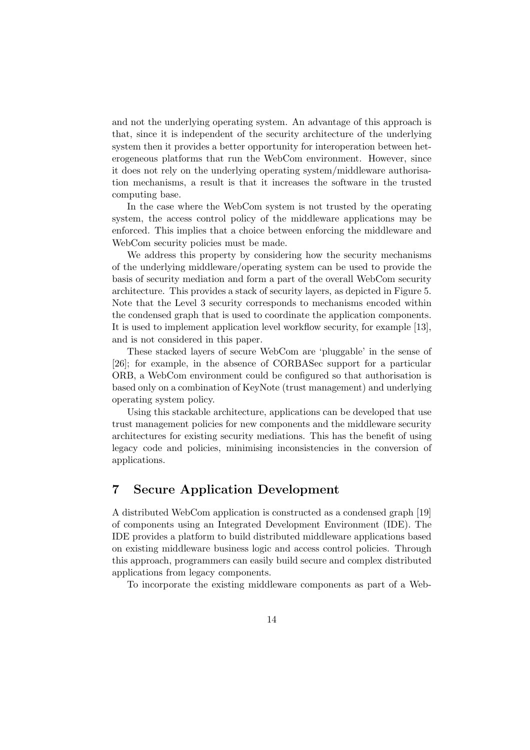and not the underlying operating system. An advantage of this approach is that, since it is independent of the security architecture of the underlying system then it provides a better opportunity for interoperation between heterogeneous platforms that run the WebCom environment. However, since it does not rely on the underlying operating system/middleware authorisation mechanisms, a result is that it increases the software in the trusted computing base.

In the case where the WebCom system is not trusted by the operating system, the access control policy of the middleware applications may be enforced. This implies that a choice between enforcing the middleware and WebCom security policies must be made.

We address this property by considering how the security mechanisms of the underlying middleware/operating system can be used to provide the basis of security mediation and form a part of the overall WebCom security architecture. This provides a stack of security layers, as depicted in Figure 5. Note that the Level 3 security corresponds to mechanisms encoded within the condensed graph that is used to coordinate the application components. It is used to implement application level workflow security, for example [13], and is not considered in this paper.

These stacked layers of secure WebCom are 'pluggable' in the sense of [26]; for example, in the absence of CORBASec support for a particular ORB, a WebCom environment could be configured so that authorisation is based only on a combination of KeyNote (trust management) and underlying operating system policy.

Using this stackable architecture, applications can be developed that use trust management policies for new components and the middleware security architectures for existing security mediations. This has the benefit of using legacy code and policies, minimising inconsistencies in the conversion of applications.

## 7 Secure Application Development

A distributed WebCom application is constructed as a condensed graph [19] of components using an Integrated Development Environment (IDE). The IDE provides a platform to build distributed middleware applications based on existing middleware business logic and access control policies. Through this approach, programmers can easily build secure and complex distributed applications from legacy components.

To incorporate the existing middleware components as part of a Web-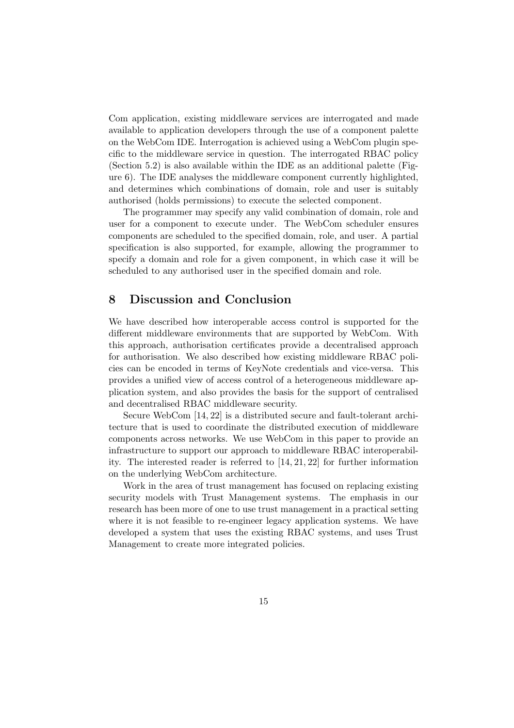Com application, existing middleware services are interrogated and made available to application developers through the use of a component palette on the WebCom IDE. Interrogation is achieved using a WebCom plugin specific to the middleware service in question. The interrogated RBAC policy (Section 5.2) is also available within the IDE as an additional palette (Figure 6). The IDE analyses the middleware component currently highlighted, and determines which combinations of domain, role and user is suitably authorised (holds permissions) to execute the selected component.

The programmer may specify any valid combination of domain, role and user for a component to execute under. The WebCom scheduler ensures components are scheduled to the specified domain, role, and user. A partial specification is also supported, for example, allowing the programmer to specify a domain and role for a given component, in which case it will be scheduled to any authorised user in the specified domain and role.

# 8 Discussion and Conclusion

We have described how interoperable access control is supported for the different middleware environments that are supported by WebCom. With this approach, authorisation certificates provide a decentralised approach for authorisation. We also described how existing middleware RBAC policies can be encoded in terms of KeyNote credentials and vice-versa. This provides a unified view of access control of a heterogeneous middleware application system, and also provides the basis for the support of centralised and decentralised RBAC middleware security.

Secure WebCom [14, 22] is a distributed secure and fault-tolerant architecture that is used to coordinate the distributed execution of middleware components across networks. We use WebCom in this paper to provide an infrastructure to support our approach to middleware RBAC interoperability. The interested reader is referred to [14, 21, 22] for further information on the underlying WebCom architecture.

Work in the area of trust management has focused on replacing existing security models with Trust Management systems. The emphasis in our research has been more of one to use trust management in a practical setting where it is not feasible to re-engineer legacy application systems. We have developed a system that uses the existing RBAC systems, and uses Trust Management to create more integrated policies.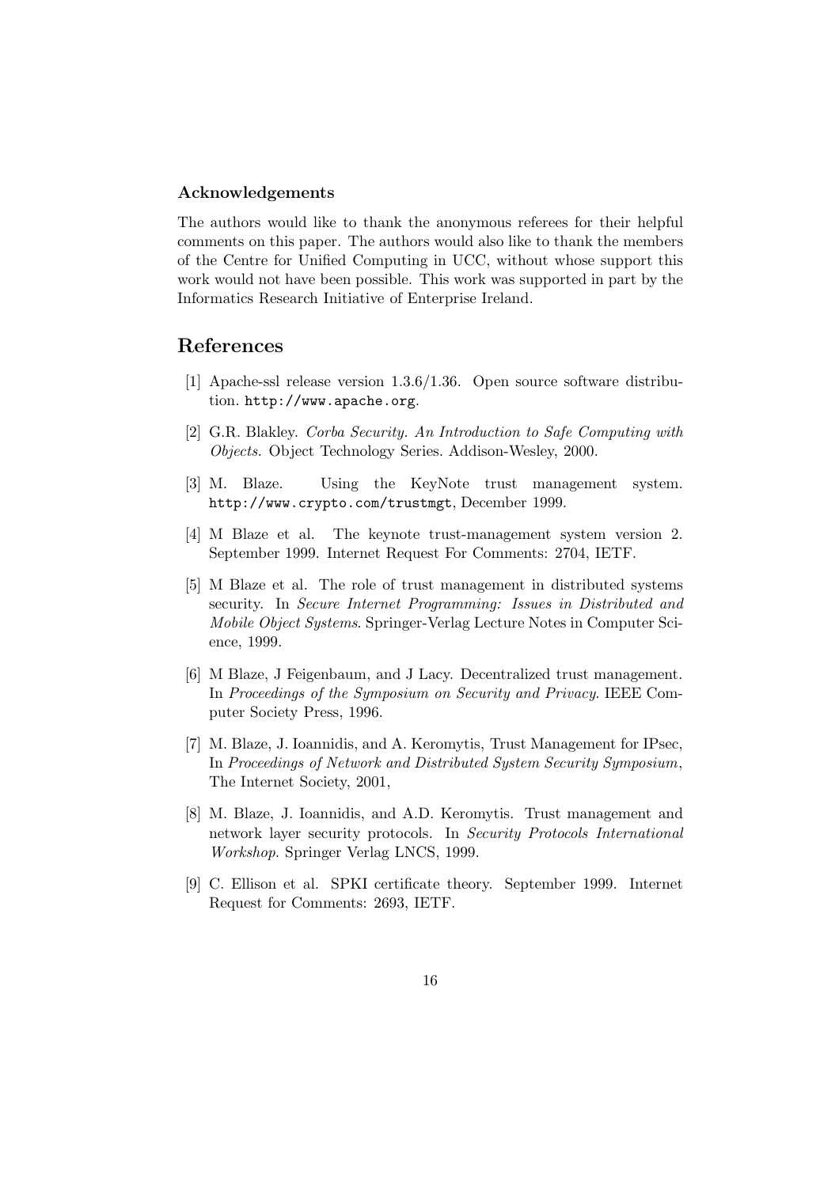### Acknowledgements

The authors would like to thank the anonymous referees for their helpful comments on this paper. The authors would also like to thank the members of the Centre for Unified Computing in UCC, without whose support this work would not have been possible. This work was supported in part by the Informatics Research Initiative of Enterprise Ireland.

## References

[1] Apache-ssl release version 1.3.6/1.36. Open source software distribution. `http://www.apache.org`.

[2] G.R. Blakley. *Corba Security. An Introduction to Safe Computing with Objects*. Object Technology Series. Addison-Wesley, 2000.

[3] M. Blaze. Using the KeyNote trust management system. `http://www.crypto.com/trustmgt`, December 1999.

[4] M Blaze et al. The keynote trust-management system version 2. September 1999. Internet Request For Comments: 2704, IETF.

[5] M Blaze et al. The role of trust management in distributed systems security. In *Secure Internet Programming: Issues in Distributed and Mobile Object Systems*. Springer-Verlag Lecture Notes in Computer Science, 1999.

[6] M Blaze, J Feigenbaum, and J Lacy. Decentralized trust management. In *Proceedings of the Symposium on Security and Privacy*. IEEE Computer Society Press, 1996.

[7] M. Blaze, J. Ioannidis, and A. Keromytis, Trust Management for IPsec, In *Proceedings of Network and Distributed System Security Symposium*, The Internet Society, 2001,

[8] M. Blaze, J. Ioannidis, and A.D. Keromytis. Trust management and network layer security protocols. In *Security Protocols International Workshop*. Springer Verlag LNCS, 1999.

[9] C. Ellison et al. SPKI certificate theory. September 1999. Internet Request for Comments: 2693, IETF.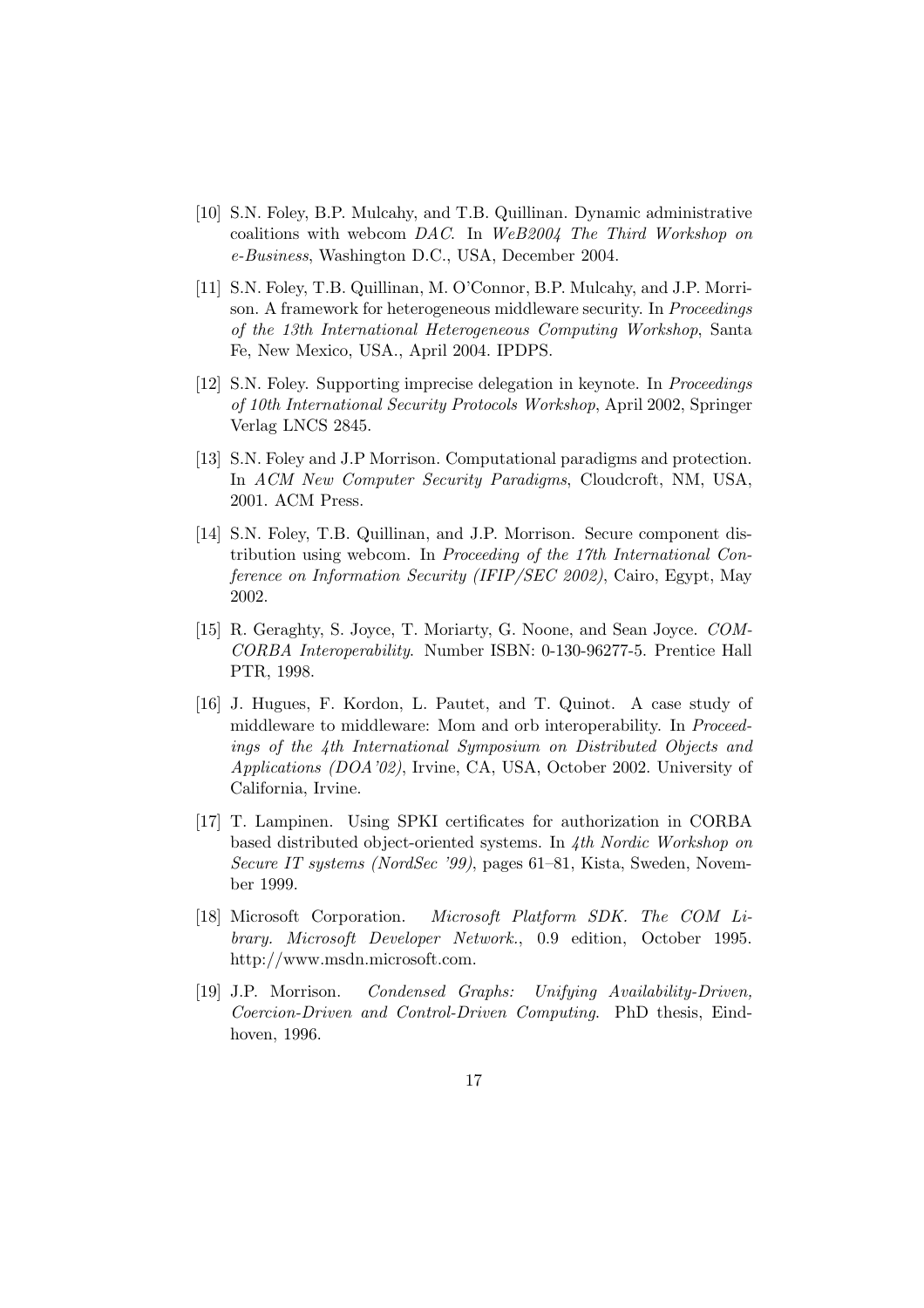[10] S.N. Foley, B.P. Mulcahy, and T.B. Quillinan. Dynamic administrative coalitions with webcom *DAC*. In *WeB2004 The Third Workshop on e-Business*, Washington D.C., USA, December 2004.

[11] S.N. Foley, T.B. Quillinan, M. O'Connor, B.P. Mulcahy, and J.P. Morrison. A framework for heterogeneous middleware security. In *Proceedings of the 13th International Heterogeneous Computing Workshop*, Santa Fe, New Mexico, USA., April 2004. IPDPS.

[12] S.N. Foley. Supporting imprecise delegation in keynote. In *Proceedings of 10th International Security Protocols Workshop*, April 2002, Springer Verlag LNCS 2845.

[13] S.N. Foley and J.P Morrison. Computational paradigms and protection. In *ACM New Computer Security Paradigms*, Cloudcroft, NM, USA, 2001. ACM Press.

[14] S.N. Foley, T.B. Quillinan, and J.P. Morrison. Secure component distribution using webcom. In *Proceeding of the 17th International Conference on Information Security (IFIP/SEC 2002)*, Cairo, Egypt, May 2002.

[15] R. Geraghty, S. Joyce, T. Moriarty, G. Noone, and Sean Joyce. *COM-CORBA Interoperability*. Number ISBN: 0-130-96277-5. Prentice Hall PTR, 1998.

[16] J. Hugues, F. Kordon, L. Pautet, and T. Quinot. A case study of middleware to middleware: Mom and orb interoperability. In *Proceedings of the 4th International Symposium on Distributed Objects and Applications (DOA'02)*, Irvine, CA, USA, October 2002. University of California, Irvine.

[17] T. Lampinen. Using SPKI certificates for authorization in CORBA based distributed object-oriented systems. In *4th Nordic Workshop on Secure IT systems (NordSec '99)*, pages 61–81, Kista, Sweden, November 1999.

[18] Microsoft Corporation. *Microsoft Platform SDK. The COM Library. Microsoft Developer Network.*, 0.9 edition, October 1995. http://www.msdn.microsoft.com.

[19] J.P. Morrison. *Condensed Graphs: Unifying Availability-Driven, Coercion-Driven and Control-Driven Computing*. PhD thesis, Eindhoven, 1996.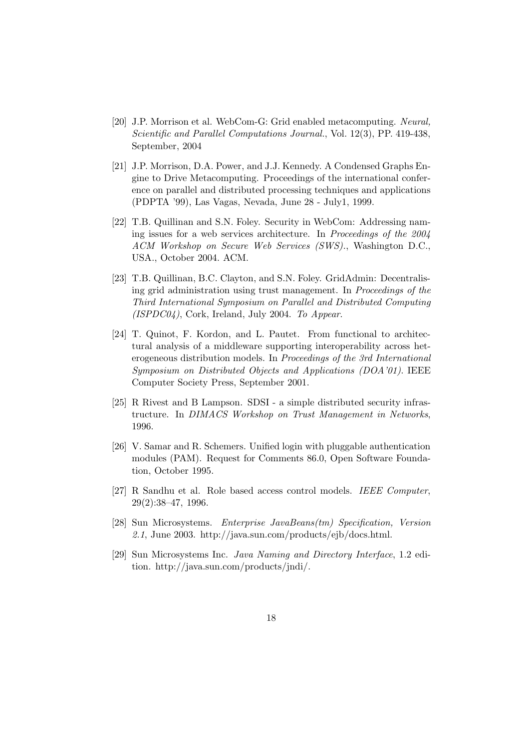[20] J.P. Morrison et al. WebCom-G: Grid enabled metacomputing. *Neural, Scientific and Parallel Computations Journal.*, Vol. 12(3), PP. 419-438, September, 2004

[21] J.P. Morrison, D.A. Power, and J.J. Kennedy. A Condensed Graphs Engine to Drive Metacomputing. Proceedings of the international conference on parallel and distributed processing techniques and applications (PDPTA '99), Las Vagas, Nevada, June 28 - July1, 1999.

[22] T.B. Quillinan and S.N. Foley. Security in WebCom: Addressing naming issues for a web services architecture. In *Proceedings of the 2004 ACM Workshop on Secure Web Services (SWS).*, Washington D.C., USA., October 2004. ACM.

[23] T.B. Quillinan, B.C. Clayton, and S.N. Foley. GridAdmin: Decentralising grid administration using trust management. In *Proceedings of the Third International Symposium on Parallel and Distributed Computing (ISPDC04)*, Cork, Ireland, July 2004. *To Appear.*

[24] T. Quinot, F. Kordon, and L. Pautet. From functional to architectural analysis of a middleware supporting interoperability across heterogeneous distribution models. In *Proceedings of the 3rd International Symposium on Distributed Objects and Applications (DOA'01)*. IEEE Computer Society Press, September 2001.

[25] R Rivest and B Lampson. SDSI - a simple distributed security infrastructure. In *DIMACS Workshop on Trust Management in Networks*, 1996.

[26] V. Samar and R. Schemers. Unified login with pluggable authentication modules (PAM). Request for Comments 86.0, Open Software Foundation, October 1995.

[27] R Sandhu et al. Role based access control models. *IEEE Computer*, 29(2):38–47, 1996.

[28] Sun Microsystems. *Enterprise JavaBeans(tm) Specification, Version 2.1*, June 2003. http://java.sun.com/products/ejb/docs.html.

[29] Sun Microsystems Inc. *Java Naming and Directory Interface*, 1.2 edition. http://java.sun.com/products/jndi/.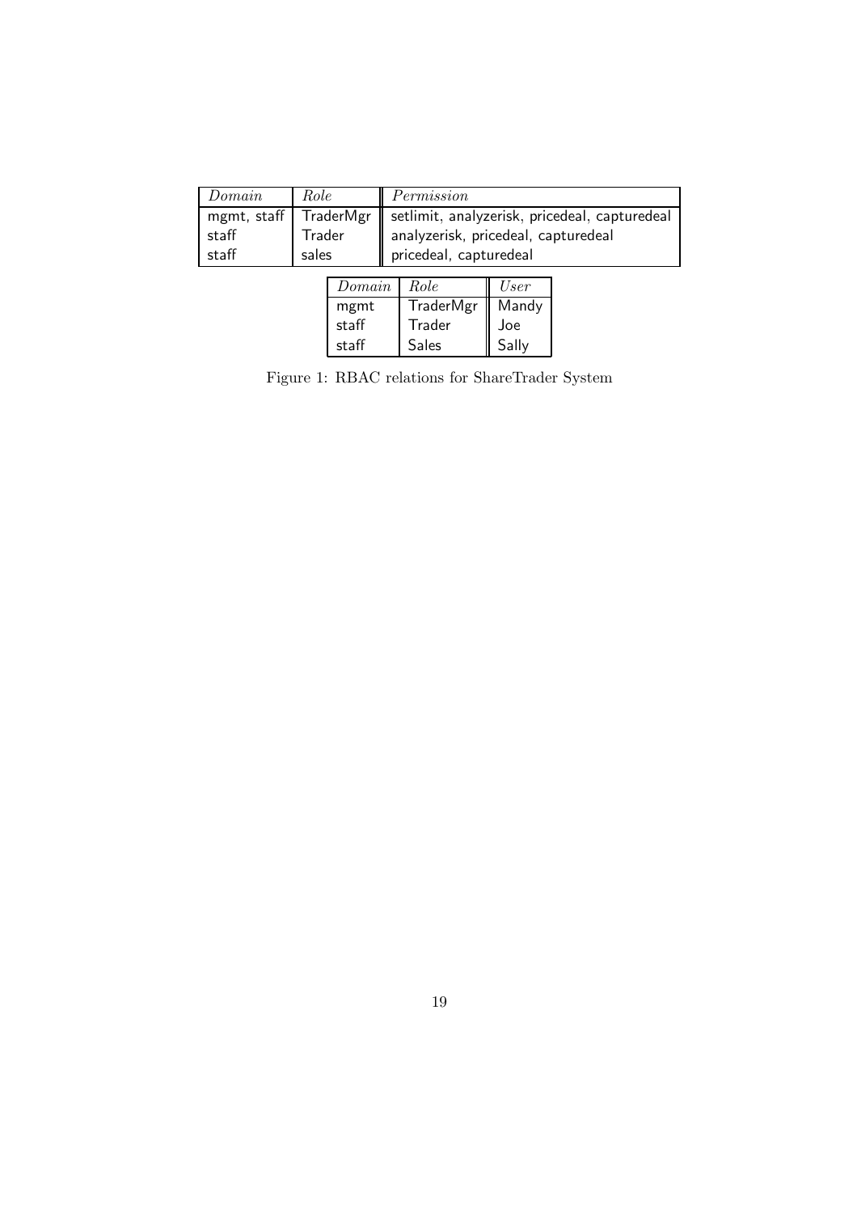| *Domain* | *Role* | *Permission* |
|---|---|---|
| mgmt, staff | TraderMgr | setlimit, analyzerisk, pricedeal, capturedeal |
| staff | Trader | analyzerisk, pricedeal, capturedeal |
| staff | sales | pricedeal, capturedeal |

| *Domain* | *Role* | *User* |
|---|---|---|
| mgmt | TraderMgr | Mandy |
| staff | Trader | Joe |
| staff | Sales | Sally |

Figure 1: RBAC relations for ShareTrader System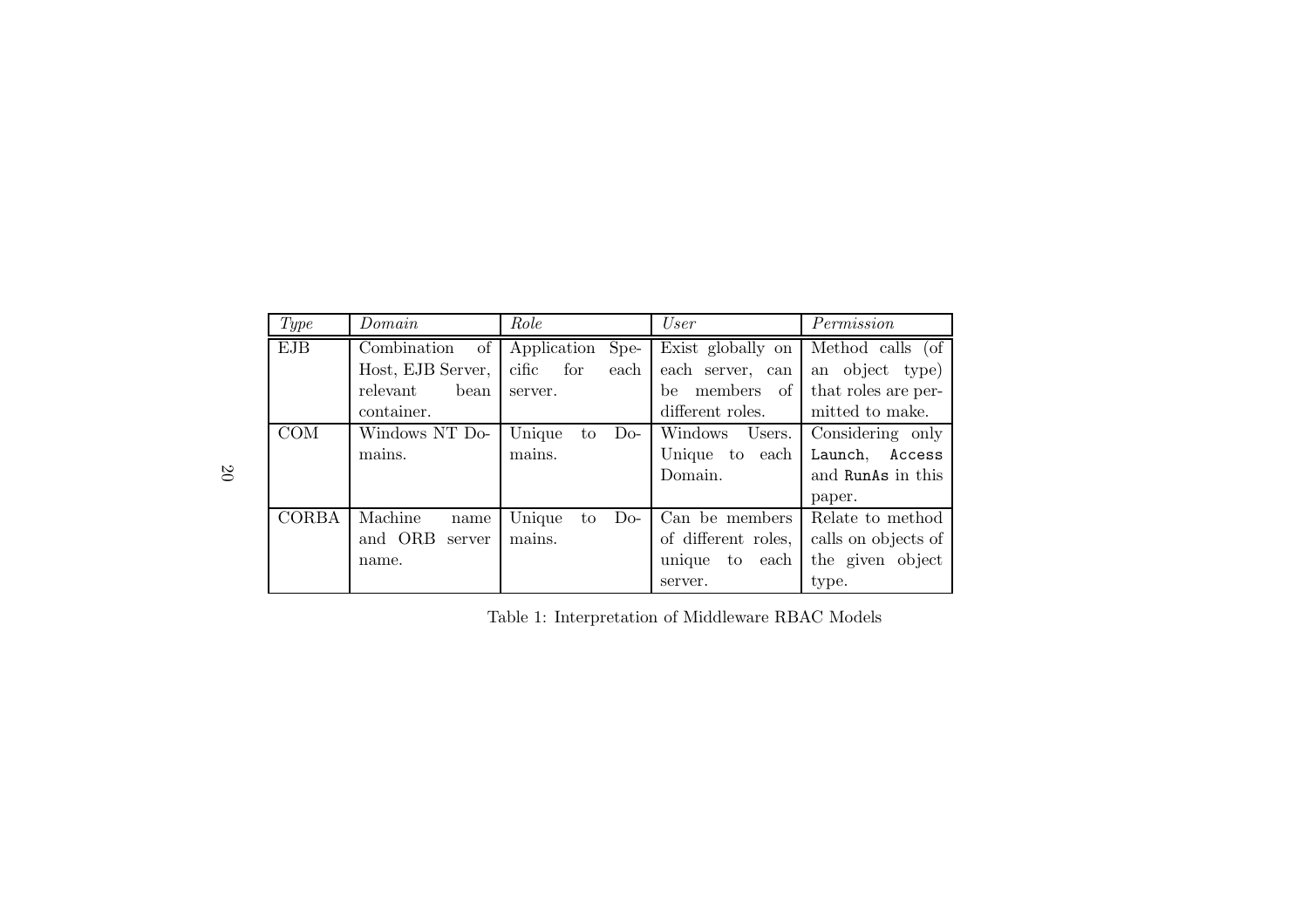| *Type* | *Domain* | *Role* | *User* | *Permission* |
|---|---|---|---|---|
| EJB | Combination of Host, EJB Server, relevant bean container. | Application Specific for each server. | Exist globally on each server, can be members of different roles. | Method calls (of an object type) that roles are permitted to make. |
| COM | Windows NT Domains. | Unique to Domains. | Windows Users. Unique to each Domain. | Considering only `Launch`, `Access` and `RunAs` in this paper. |
| CORBA | Machine name and ORB server name. | Unique to Domains. | Can be members of different roles, unique to each server. | Relate to method calls on objects of the given object type. |

Table 1: Interpretation of Middleware RBAC Models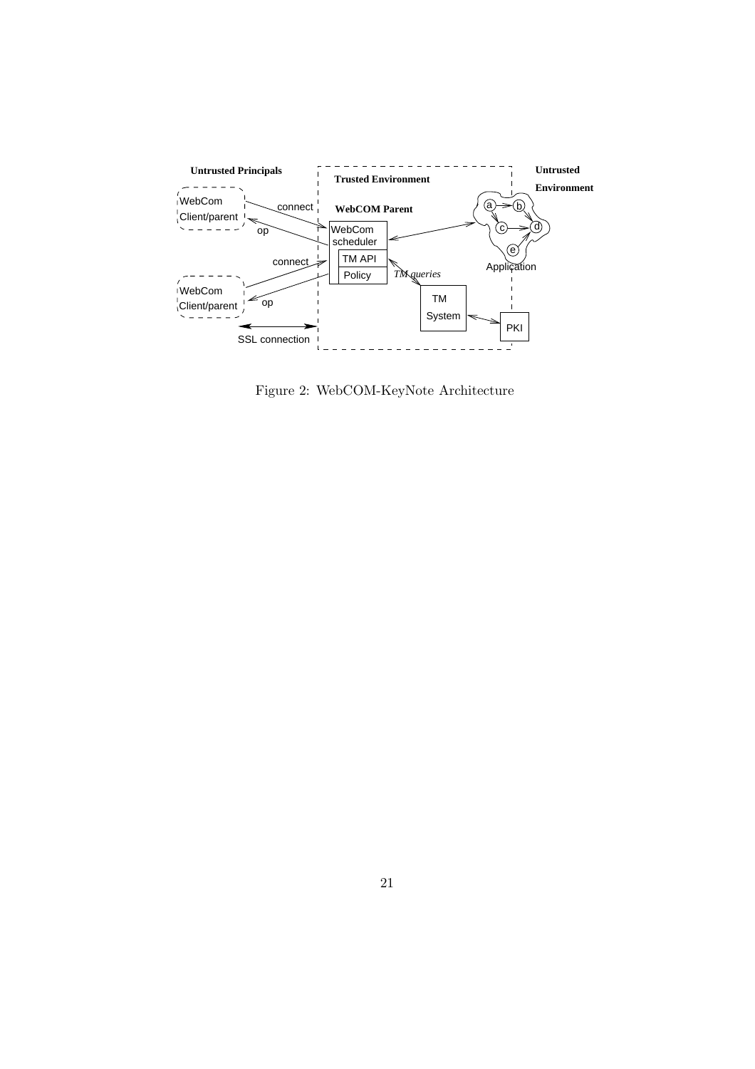Figure 2: WebCOM-KeyNote Architecture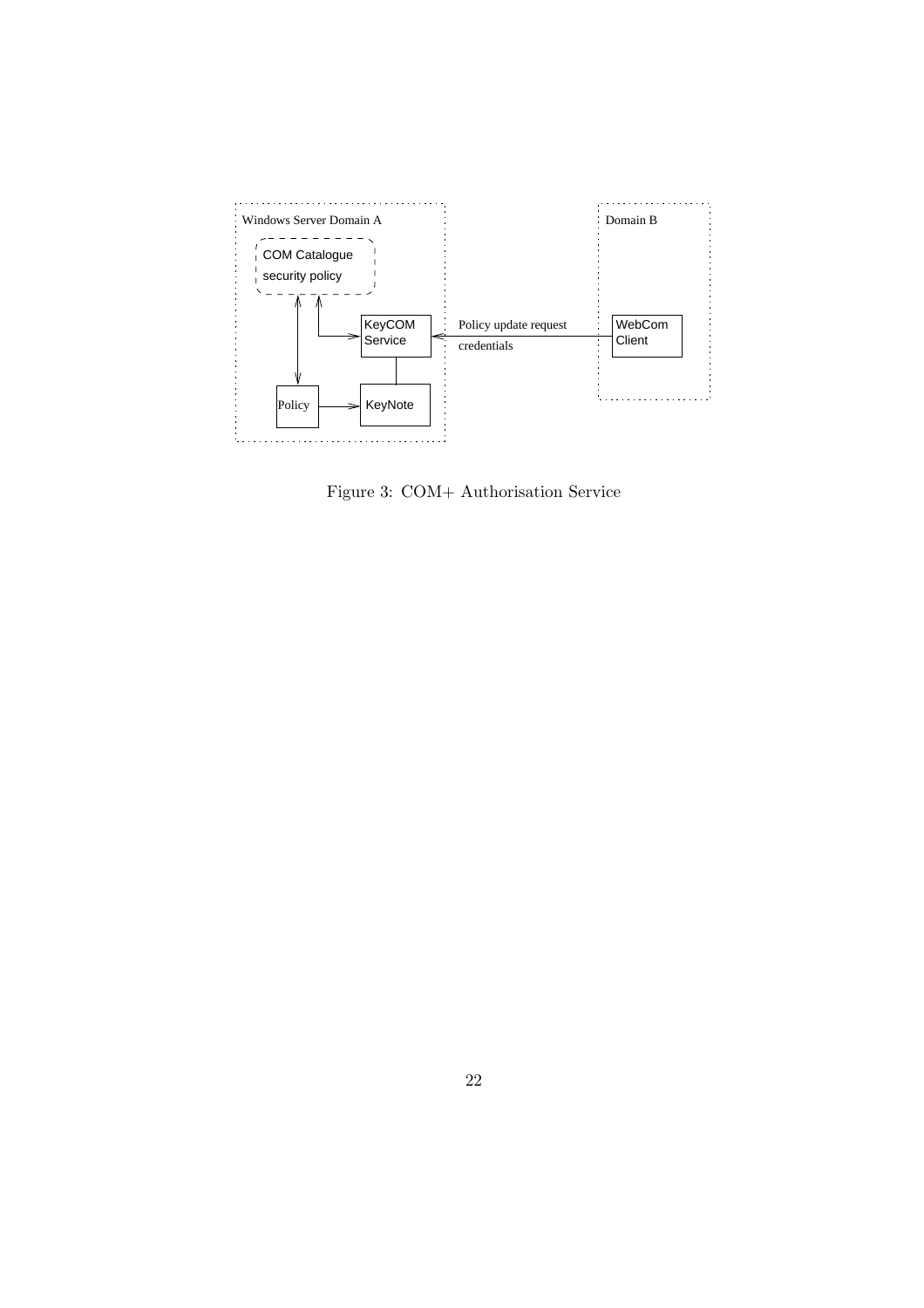Figure 3: COM+ Authorisation Service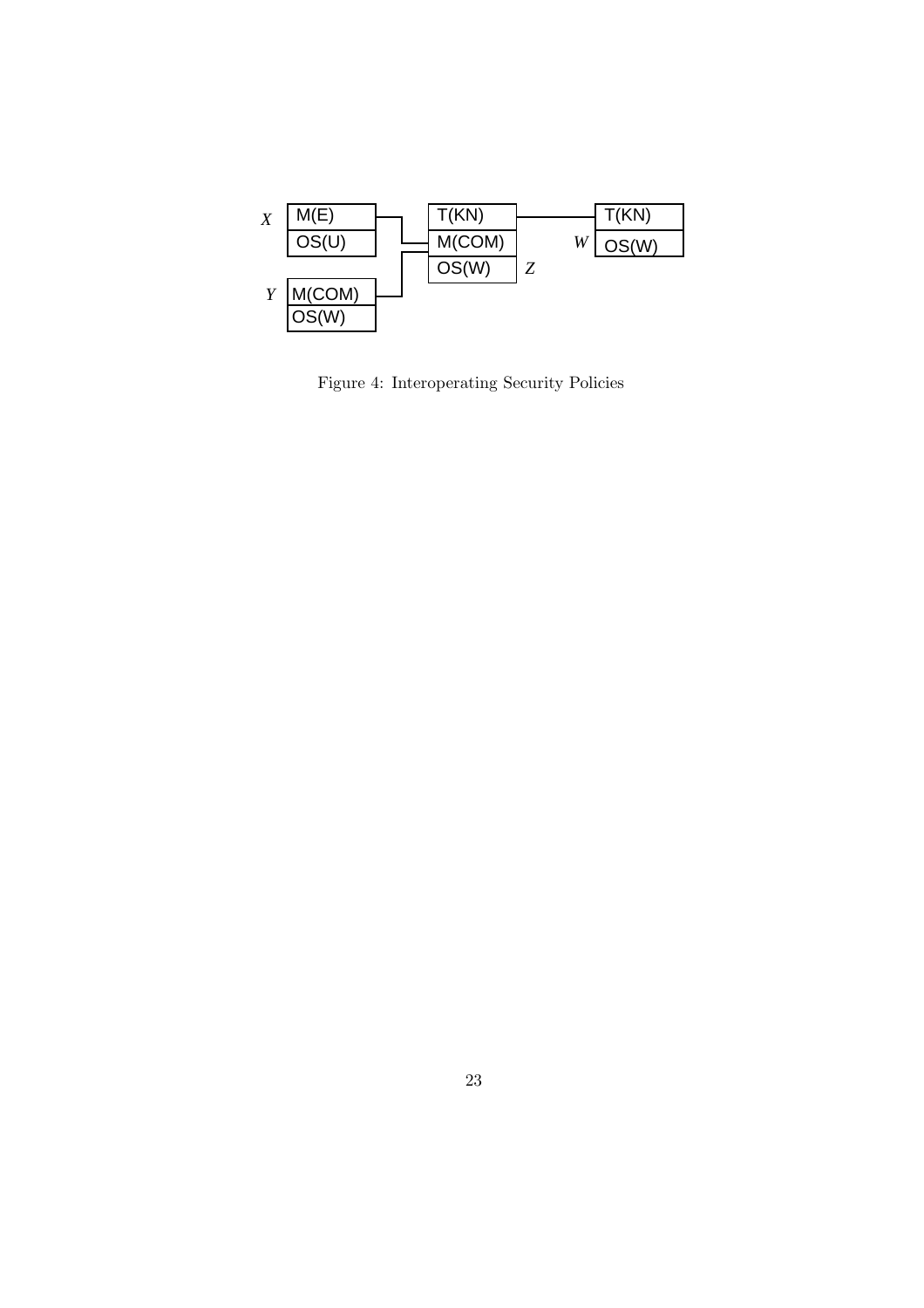Figure 4: Interoperating Security Policies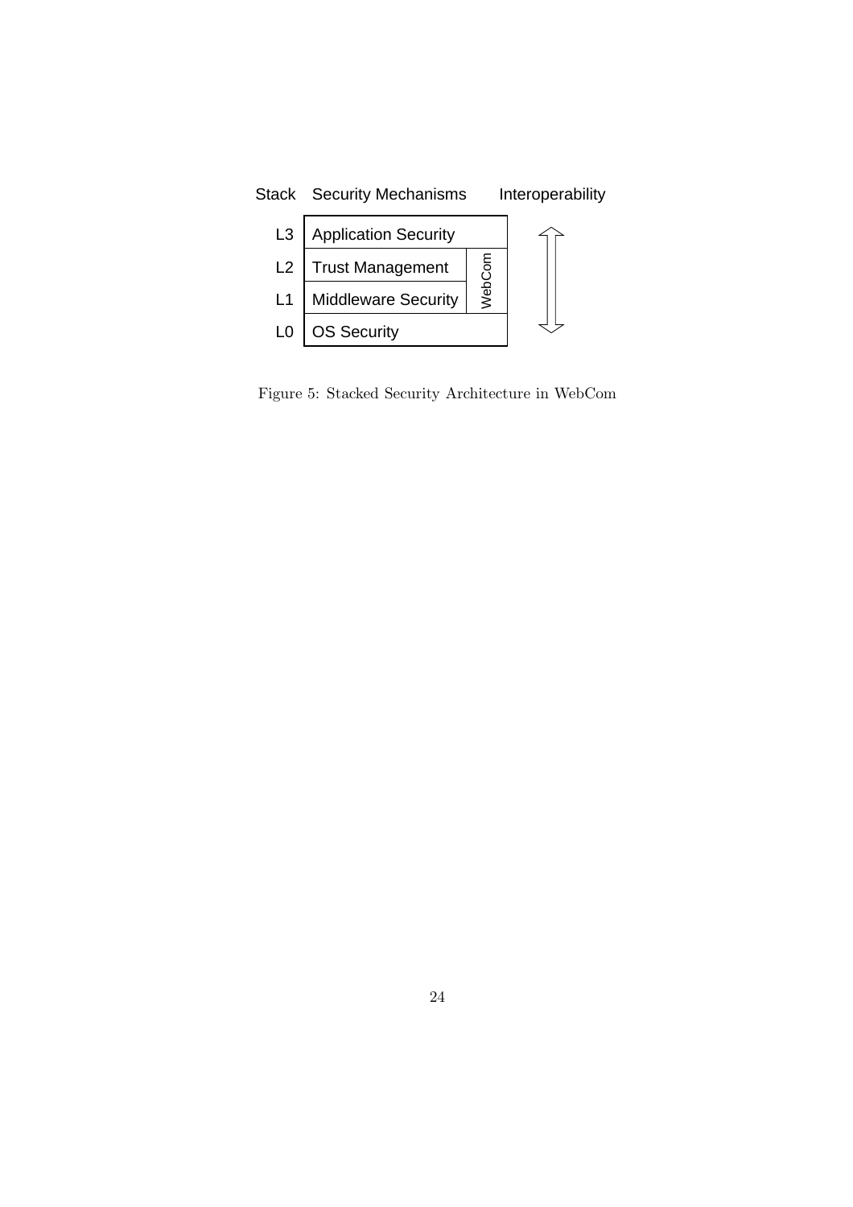| Stack | Security Mechanisms | | Interoperability |
|---|---|---|---|
| L3 | Application Security | | ⇕ |
| L2 | Trust Management | WebCom | |
| L1 | Middleware Security | | |
| L0 | OS Security | | |

Figure 5: Stacked Security Architecture in WebCom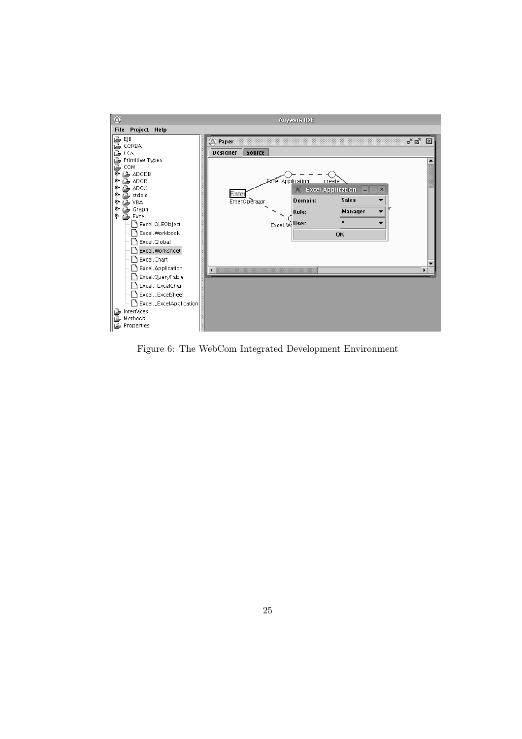Figure 6: The WebCom Integrated Development Environment